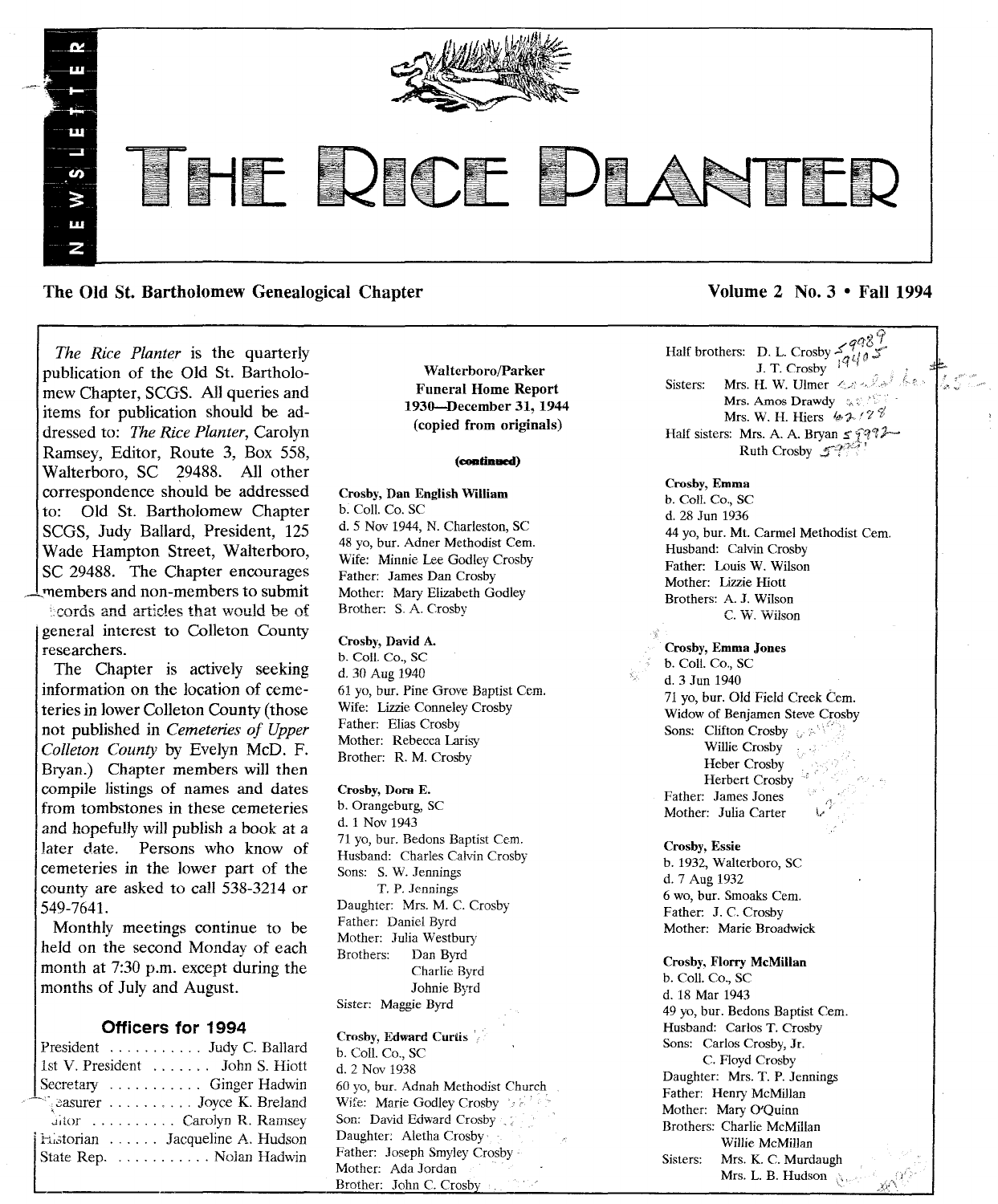# THE RICE PLANTER

NEWSLETTER

**The Old St. Bartholomew Genealogical Chapter** — **Volume 2 No. 3 • Fall 1994**

*The Rice Planter* is the quarterly publication of the Old St. Bartholomew Chapter, SCGS. All queries and items for publication should be addressed to: *The Rice Planter*, Carolyn Ramsey, Editor, Route 3, Box 558, Walterboro, SC 29488. All other correspondence should be addressed to: Old St. Bartholomew Chapter SCGS, Judy Ballard, President, 125 Wade Hampton Street, Walterboro, SC 29488. The Chapter encourages members and non-members to submit records and articles that would be of general interest to Colleton County researchers.

The Chapter is actively seeking information on the location of cemeteries in lower Colleton County (those not published in *Cemeteries of Upper Colleton County* by Evelyn McD. F. Bryan.) Chapter members will then compile listings of names and dates from tombstones in these cemeteries and hopefully will publish a book at a later date. Persons who know of cemeteries in the lower part of the county are asked to call 538-3214 or 549-7641.

Monthly meetings continue to be held on the second Monday of each month at 7:30 p.m. except during the months of July and August.

## Officers for 1994

President ........... Judy C. Ballard
1st V. President ....... John S. Hiott
Secretary ........... Ginger Hadwin
Treasurer .......... Joyce K. Breland
Editor .......... Carolyn R. Ramsey
Historian ...... Jacqueline A. Hudson
State Rep. ........... Nolan Hadwin

## Walterboro/Parker Funeral Home Report 1930—December 31, 1944 (copied from originals)

**(continued)**

**Crosby, Dan English William**
b. Coll. Co. SC
d. 5 Nov 1944, N. Charleston, SC
48 yo, bur. Adner Methodist Cem.
Wife: Minnie Lee Godley Crosby
Father: James Dan Crosby
Mother: Mary Elizabeth Godley
Brother: S. A. Crosby

**Crosby, David A.**
b. Coll. Co., SC
d. 30 Aug 1940
61 yo, bur. Pine Grove Baptist Cem.
Wife: Lizzie Conneley Crosby
Father: Elias Crosby
Mother: Rebecca Larisy
Brother: R. M. Crosby

**Crosby, Dora E.**
b. Orangeburg, SC
d. 1 Nov 1943
71 yo, bur. Bedons Baptist Cem.
Husband: Charles Calvin Crosby
Sons: S. W. Jennings
T. P. Jennings
Daughter: Mrs. M. C. Crosby
Father: Daniel Byrd
Mother: Julia Westbury
Brothers: Dan Byrd
Charlie Byrd
Johnie Byrd
Sister: Maggie Byrd

**Crosby, Edward Curtis**
b. Coll. Co., SC
d. 2 Nov 1938
60 yo, bur. Adnah Methodist Church
Wife: Marie Godley Crosby
Son: David Edward Crosby
Daughter: Aletha Crosby
Father: Joseph Smyley Crosby
Mother: Ada Jordan
Brother: John C. Crosby
Half brothers: D. L. Crosby
J. T. Crosby
Sisters: Mrs. H. W. Ulmer
Mrs. Amos Drawdy
Mrs. W. H. Hiers
Half sisters: Mrs. A. A. Bryan
Ruth Crosby

**Crosby, Emma**
b. Coll. Co., SC
d. 28 Jun 1936
44 yo, bur. Mt. Carmel Methodist Cem.
Husband: Calvin Crosby
Father: Louis W. Wilson
Mother: Lizzie Hiott
Brothers: A. J. Wilson
C. W. Wilson

**Crosby, Emma Jones**
b. Coll. Co., SC
d. 3 Jun 1940
71 yo, bur. Old Field Creek Cem.
Widow of Benjamen Steve Crosby
Sons: Clifton Crosby
Willie Crosby
Heber Crosby
Herbert Crosby
Father: James Jones
Mother: Julia Carter

**Crosby, Essie**
b. 1932, Walterboro, SC
d. 7 Aug 1932
6 wo, bur. Smoaks Cem.
Father: J. C. Crosby
Mother: Marie Broadwick

**Crosby, Florry McMillan**
b. Coll. Co., SC
d. 18 Mar 1943
49 yo, bur. Bedons Baptist Cem.
Husband: Carlos T. Crosby
Sons: Carlos Crosby, Jr.
C. Floyd Crosby
Daughter: Mrs. T. P. Jennings
Father: Henry McMillan
Mother: Mary O'Quinn
Brothers: Charlie McMillan
Willie McMillan
Sisters: Mrs. K. C. Murdaugh
Mrs. L. B. Hudson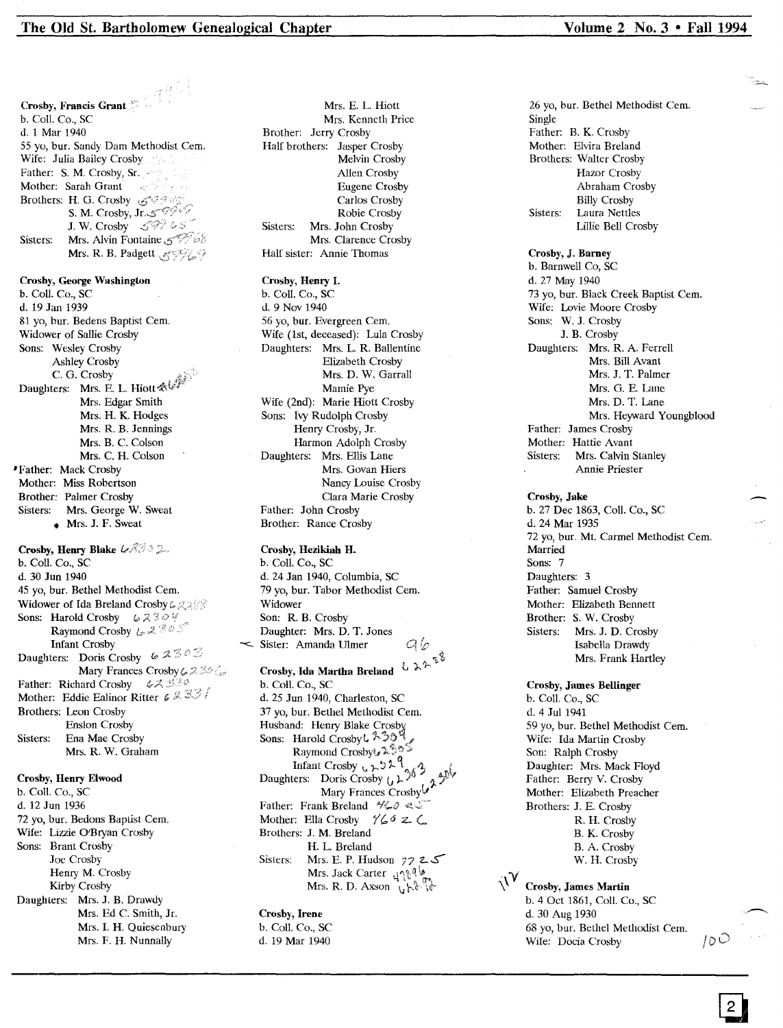**Crosby, Francis Grant**
b. Coll. Co., SC
d. 1 Mar 1940
55 yo, bur. Sandy Dam Methodist Cem.
Wife: Julia Bailey Crosby
Father: S. M. Crosby, Sr.
Mother: Sarah Grant
Brothers: H. G. Crosby
S. M. Crosby, Jr.
J. W. Crosby
Sisters: Mrs. Alvin Fontaine
Mrs. R. B. Padgett

**Crosby, George Washington**
b. Coll. Co., SC
d. 19 Jan 1939
81 yo, bur. Bedens Baptist Cem.
Widower of Sallie Crosby
Sons: Wesley Crosby
Ashley Crosby
C. G. Crosby
Daughters: Mrs. E. L. Hiott
Mrs. Edgar Smith
Mrs. H. K. Hodges
Mrs. R. B. Jennings
Mrs. B. C. Colson
Mrs. C. H. Colson
Father: Mack Crosby
Mother: Miss Robertson
Brother: Palmer Crosby
Sisters: Mrs. George W. Sweat
Mrs. J. F. Sweat

**Crosby, Henry Blake**
b. Coll. Co., SC
d. 30 Jun 1940
45 yo, bur. Bethel Methodist Cem.
Widower of Ida Breland Crosby
Sons: Harold Crosby
Raymond Crosby
Infant Crosby
Daughters: Doris Crosby
Mary Frances Crosby
Father: Richard Crosby
Mother: Eddie Ealinor Ritter
Brothers: Leon Crosby
Enslon Crosby
Sisters: Ena Mae Crosby
Mrs. R. W. Graham

**Crosby, Henry Elwood**
b. Coll. Co., SC
d. 12 Jun 1936
72 yo, bur. Bedons Baptist Cem.
Wife: Lizzie O'Bryan Crosby
Sons: Brant Crosby
Joe Crosby
Henry M. Crosby
Kirby Crosby
Daughters: Mrs. J. B. Drawdy
Mrs. Ed C. Smith, Jr.
Mrs. I. H. Quiesenbury
Mrs. F. H. Nunnally
Mrs. E. L. Hiott
Mrs. Kenneth Price
Brother: Jerry Crosby
Half brothers: Jasper Crosby
Melvin Crosby
Allen Crosby
Eugene Crosby
Carlos Crosby
Robie Crosby
Sisters: Mrs. John Crosby
Mrs. Clarence Crosby
Half sister: Annie Thomas

**Crosby, Henry I.**
b. Coll. Co., SC
d. 9 Nov 1940
56 yo, bur. Evergreen Cem.
Wife (1st, deceased): Lula Crosby
Daughters: Mrs. L. R. Ballentine
Elizabeth Crosby
Mrs. D. W. Garrall
Mamie Pye
Wife (2nd): Marie Hiott Crosby
Sons: Ivy Rudolph Crosby
Henry Crosby, Jr.
Harmon Adolph Crosby
Daughters: Mrs. Ellis Lane
Mrs. Govan Hiers
Nancy Louise Crosby
Clara Marie Crosby
Father: John Crosby
Brother: Rance Crosby

**Crosby, Hezikiah H.**
b. Coll. Co., SC
d. 24 Jan 1940, Columbia, SC
79 yo, bur. Tabor Methodist Cem.
Widower
Son: R. B. Crosby
Daughter: Mrs. D. T. Jones
Sister: Amanda Ulmer

**Crosby, Ida Martha Breland**
b. Coll. Co., SC
d. 25 Jun 1940, Charleston, SC
37 yo, bur. Bethel Methodist Cem.
Husband: Henry Blake Crosby
Sons: Harold Crosby
Raymond Crosby
Infant Crosby
Daughters: Doris Crosby
Mary Frances Crosby
Father: Frank Breland
Mother: Ella Crosby
Brothers: J. M. Breland
H. L. Breland
Sisters: Mrs. E. P. Hudson
Mrs. Jack Carter
Mrs. R. D. Axson

**Crosby, Irene**
b. Coll. Co., SC
d. 19 Mar 1940
26 yo, bur. Bethel Methodist Cem.
Single
Father: B. K. Crosby
Mother: Elvira Breland
Brothers: Walter Crosby
Hazor Crosby
Abraham Crosby
Billy Crosby
Sisters: Laura Nettles
Lillie Bell Crosby

**Crosby, J. Barney**
b. Barnwell Co, SC
d. 27 May 1940
73 yo, bur. Black Creek Baptist Cem.
Wife: Lovie Moore Crosby
Sons: W. J. Crosby
J. B. Crosby
Daughters: Mrs. R. A. Ferrell
Mrs. Bill Avant
Mrs. J. T. Palmer
Mrs. G. E. Lane
Mrs. D. T. Lane
Mrs. Heyward Youngblood
Father: James Crosby
Mother: Hattie Avant
Sisters: Mrs. Calvin Stanley
Annie Priester

**Crosby, Jake**
b. 27 Dec 1863, Coll. Co., SC
d. 24 Mar 1935
72 yo, bur. Mt. Carmel Methodist Cem.
Married
Sons: 7
Daughters: 3
Father: Samuel Crosby
Mother: Elizabeth Bennett
Brother: S. W. Crosby
Sisters: Mrs. J. D. Crosby
Isabella Drawdy
Mrs. Frank Hartley

**Crosby, James Bellinger**
b. Coll. Co., SC
d. 4 Jul 1941
59 yo, bur. Bethel Methodist Cem.
Wife: Ida Martin Crosby
Son: Ralph Crosby
Daughter: Mrs. Mack Floyd
Father: Berry V. Crosby
Mother: Elizabeth Preacher
Brothers: J. E. Crosby
R. H. Crosby
B. K. Crosby
B. A. Crosby
W. H. Crosby

**Crosby, James Martin**
b. 4 Oct 1861, Coll. Co., SC
d. 30 Aug 1930
68 yo, bur. Bethel Methodist Cem.
Wife: Docia Crosby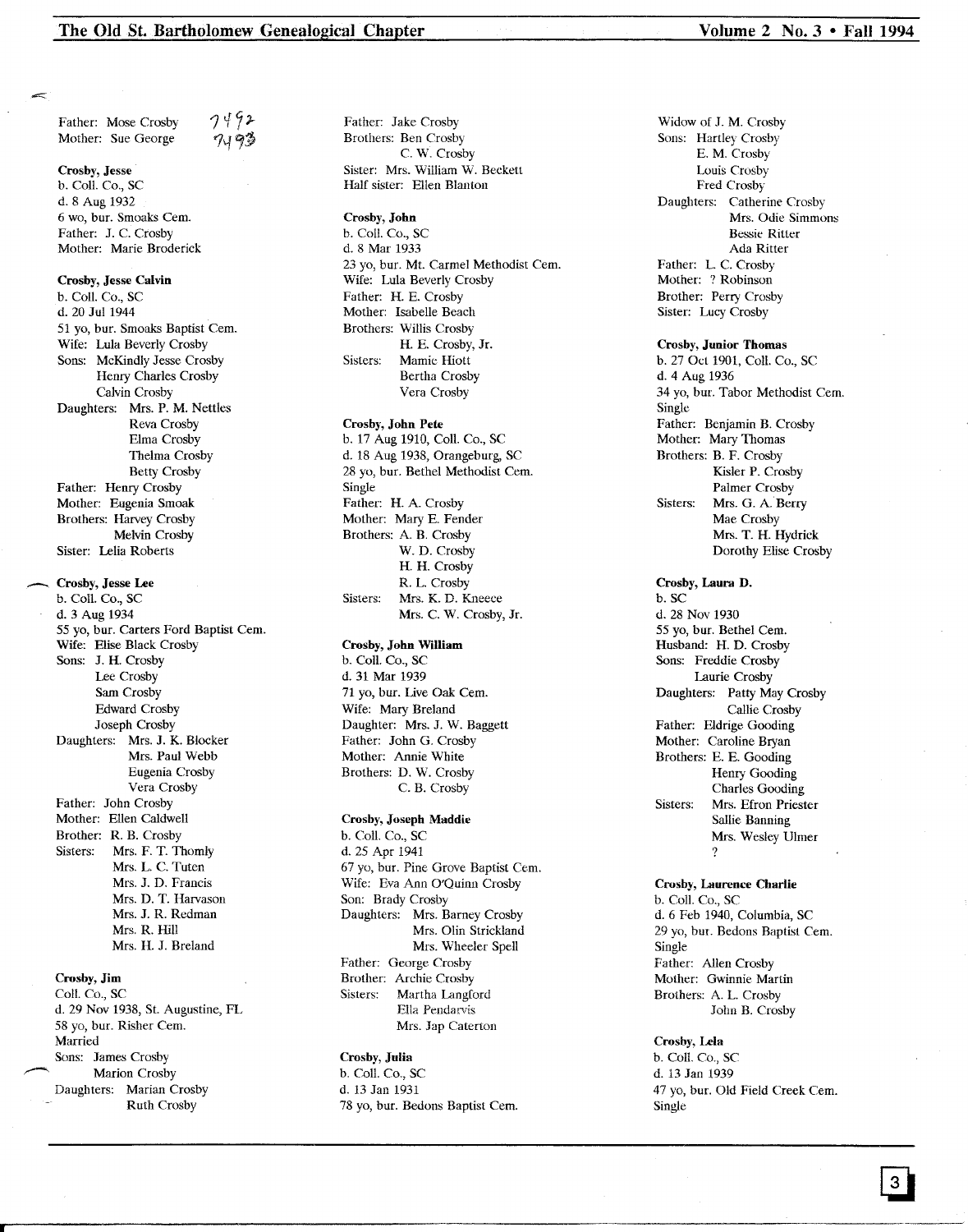Father: Mose Crosby
Mother: Sue George

7492
7493

**Crosby, Jesse**
b. Coll. Co., SC
d. 8 Aug 1932
6 wo, bur. Smoaks Cem.
Father: J. C. Crosby
Mother: Marie Broderick

**Crosby, Jesse Calvin**
b. Coll. Co., SC
d. 20 Jul 1944
51 yo, bur. Smoaks Baptist Cem.
Wife: Lula Beverly Crosby
Sons: McKindly Jesse Crosby
Henry Charles Crosby
Calvin Crosby
Daughters: Mrs. P. M. Nettles
Reva Crosby
Elma Crosby
Thelma Crosby
Betty Crosby
Father: Henry Crosby
Mother: Eugenia Smoak
Brothers: Harvey Crosby
Melvin Crosby
Sister: Lelia Roberts

**Crosby, Jesse Lee**
b. Coll. Co., SC
d. 3 Aug 1934
55 yo, bur. Carters Ford Baptist Cem.
Wife: Elise Black Crosby
Sons: J. H. Crosby
Lee Crosby
Sam Crosby
Edward Crosby
Joseph Crosby
Daughters: Mrs. J. K. Blocker
Mrs. Paul Webb
Eugenia Crosby
Vera Crosby
Father: John Crosby
Mother: Ellen Caldwell
Brother: R. B. Crosby
Sisters: Mrs. F. T. Thomly
Mrs. L. C. Tuten
Mrs. J. D. Francis
Mrs. D. T. Harvason
Mrs. J. R. Redman
Mrs. R. Hill
Mrs. H. J. Breland

**Crosby, Jim**
Coll. Co., SC
d. 29 Nov 1938, St. Augustine, FL
58 yo, bur. Risher Cem.
Married
Sons: James Crosby
Marion Crosby
Daughters: Marian Crosby
Ruth Crosby
Father: Jake Crosby
Brothers: Ben Crosby
C. W. Crosby
Sister: Mrs. William W. Beckett
Half sister: Ellen Blanton

**Crosby, John**
b. Coll. Co., SC
d. 8 Mar 1933
23 yo, bur. Mt. Carmel Methodist Cem.
Wife: Lula Beverly Crosby
Father: H. E. Crosby
Mother: Isabelle Beach
Brothers: Willis Crosby
H. E. Crosby, Jr.
Sisters: Mamie Hiott
Bertha Crosby
Vera Crosby

**Crosby, John Pete**
b. 17 Aug 1910, Coll. Co., SC
d. 18 Aug 1938, Orangeburg, SC
28 yo, bur. Bethel Methodist Cem.
Single
Father: H. A. Crosby
Mother: Mary E. Fender
Brothers: A. B. Crosby
W. D. Crosby
H. H. Crosby
R. L. Crosby
Sisters: Mrs. K. D. Kneece
Mrs. C. W. Crosby, Jr.

**Crosby, John William**
b. Coll. Co., SC
d. 31 Mar 1939
71 yo, bur. Live Oak Cem.
Wife: Mary Breland
Daughter: Mrs. J. W. Baggett
Father: John G. Crosby
Mother: Annie White
Brothers: D. W. Crosby
C. B. Crosby

**Crosby, Joseph Maddie**
b. Coll. Co., SC
d. 25 Apr 1941
67 yo, bur. Pine Grove Baptist Cem.
Wife: Eva Ann O'Quinn Crosby
Son: Brady Crosby
Daughters: Mrs. Barney Crosby
Mrs. Olin Strickland
Mrs. Wheeler Spell
Father: George Crosby
Brother: Archie Crosby
Sisters: Martha Langford
Ella Pendarvis
Mrs. Jap Caterton

**Crosby, Julia**
b. Coll. Co., SC
d. 13 Jan 1931
78 yo, bur. Bedons Baptist Cem.
Widow of J. M. Crosby
Sons: Hartley Crosby
E. M. Crosby
Louis Crosby
Fred Crosby
Daughters: Catherine Crosby
Mrs. Odie Simmons
Bessie Ritter
Ada Ritter
Father: L. C. Crosby
Mother: ? Robinson
Brother: Perry Crosby
Sister: Lucy Crosby

**Crosby, Junior Thomas**
b. 27 Oct 1901, Coll. Co., SC
d. 4 Aug 1936
34 yo, bur. Tabor Methodist Cem.
Single
Father: Benjamin B. Crosby
Mother: Mary Thomas
Brothers: B. F. Crosby
Kisler P. Crosby
Palmer Crosby
Sisters: Mrs. G. A. Berry
Mae Crosby
Mrs. T. H. Hydrick
Dorothy Elise Crosby

**Crosby, Laura D.**
b. SC
d. 28 Nov 1930
55 yo, bur. Bethel Cem.
Husband: H. D. Crosby
Sons: Freddie Crosby
Laurie Crosby
Daughters: Patty May Crosby
Callie Crosby
Father: Eldrige Gooding
Mother: Caroline Bryan
Brothers: E. E. Gooding
Henry Gooding
Charles Gooding
Sisters: Mrs. Efron Priester
Sallie Banning
Mrs. Wesley Ulmer
?

**Crosby, Laurence Charlie**
b. Coll. Co., SC
d. 6 Feb 1940, Columbia, SC
29 yo, bur. Bedons Baptist Cem.
Single
Father: Allen Crosby
Mother: Gwinnie Martin
Brothers: A. L. Crosby
John B. Crosby

**Crosby, Lela**
b. Coll. Co., SC
d. 13 Jan 1939
47 yo, bur. Old Field Creek Cem.
Single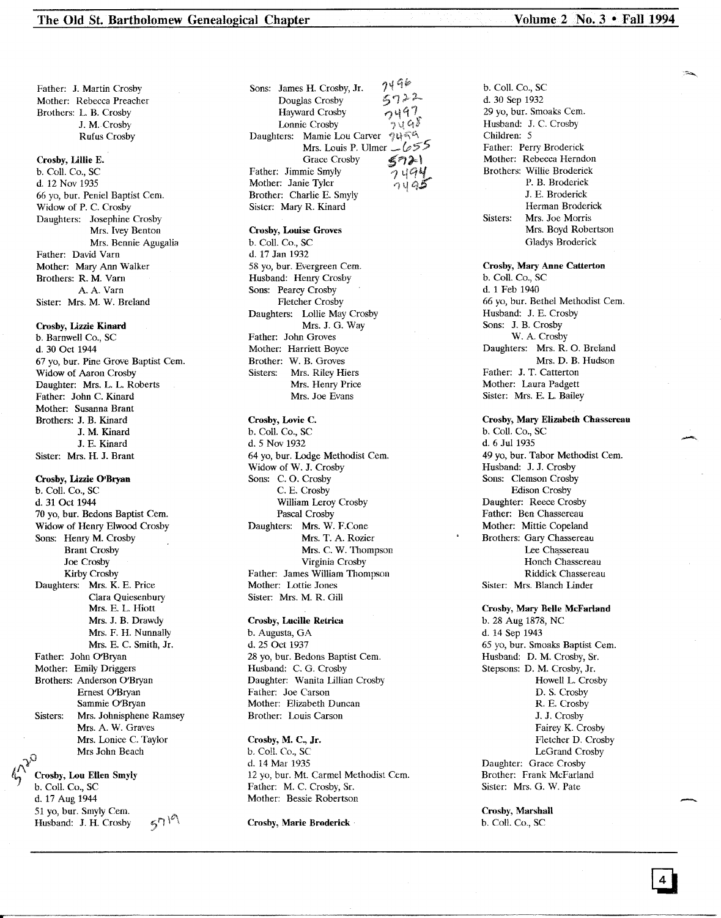Father: J. Martin Crosby
Mother: Rebecca Preacher
Brothers: L. B. Crosby
J. M. Crosby
Rufus Crosby

**Crosby, Lillie E.**
b. Coll. Co., SC
d. 12 Nov 1935
66 yo, bur. Peniel Baptist Cem.
Widow of P. C. Crosby
Daughters: Josephine Crosby
Mrs. Ivey Benton
Mrs. Bennie Agugalia
Father: David Varn
Mother: Mary Ann Walker
Brothers: R. M. Varn
A. A. Varn
Sister: Mrs. M. W. Breland

**Crosby, Lizzie Kinard**
b. Barnwell Co., SC
d. 30 Oct 1944
67 yo, bur. Pine Grove Baptist Cem.
Widow of Aaron Crosby
Daughter: Mrs. L. L. Roberts
Father: John C. Kinard
Mother: Susanna Brant
Brothers: J. B. Kinard
J. M. Kinard
J. E. Kinard
Sister: Mrs. H. J. Brant

**Crosby, Lizzie O'Bryan**
b. Coll. Co., SC
d. 31 Oct 1944
70 yo, bur. Bedons Baptist Cem.
Widow of Henry Elwood Crosby
Sons: Henry M. Crosby
Brant Crosby
Joe Crosby
Kirby Crosby
Daughters: Mrs. K. E. Price
Clara Quiesenbury
Mrs. E. L. Hiott
Mrs. J. B. Drawdy
Mrs. F. H. Nunnally
Mrs. E. C. Smith, Jr.
Father: John O'Bryan
Mother: Emily Driggers
Brothers: Anderson O'Bryan
Ernest O'Bryan
Sammie O'Bryan
Sisters: Mrs. Johnisphene Ramsey
Mrs. A. W. Graves
Mrs. Lonice C. Taylor
Mrs John Beach

5720 **Crosby, Lou Ellen Smyly**
b. Coll. Co., SC
d. 17 Aug 1944
51 yo, bur. Smyly Cem.
Husband: J. H. Crosby 5719
Sons: James H. Crosby, Jr. 7496
Douglas Crosby 5722
Hayward Crosby 7497
Lonnie Crosby 7498
Daughters: Mamie Lou Carver 7499
Mrs. Louis P. Ulmer — 655
Grace Crosby 5721
Father: Jimmie Smyly 7494
Mother: Janie Tyler 7495
Brother: Charlie E. Smyly
Sister: Mary R. Kinard

**Crosby, Louise Groves**
b. Coll. Co., SC
d. 17 Jan 1932
58 yo, bur. Evergreen Cem.
Husband: Henry Crosby
Sons: Pearcy Crosby
Fletcher Crosby
Daughters: Lollie May Crosby
Mrs. J. G. Way
Father: John Groves
Mother: Harriett Boyce
Brother: W. B. Groves
Sisters: Mrs. Riley Hiers
Mrs. Henry Price
Mrs. Joe Evans

**Crosby, Lovie C.**
b. Coll. Co., SC
d. 5 Nov 1932
64 yo, bur. Lodge Methodist Cem.
Widow of W. J. Crosby
Sons: C. O. Crosby
C. E. Crosby
William Leroy Crosby
Pascal Crosby
Daughters: Mrs. W. F.Cone
Mrs. T. A. Rozier
Mrs. C. W. Thompson
Virginia Crosby
Father: James William Thompson
Mother: Lottie Jones
Sister: Mrs. M. R. Gill

**Crosby, Lucille Retrica**
b. Augusta, GA
d. 25 Oct 1937
28 yo, bur. Bedons Baptist Cem.
Husband: C. G. Crosby
Daughter: Wanita Lillian Crosby
Father: Joe Carson
Mother: Elizabeth Duncan
Brother: Louis Carson

**Crosby, M. C., Jr.**
b. Coll. Co., SC
d. 14 Mar 1935
12 yo, bur. Mt. Carmel Methodist Cem.
Father: M. C. Crosby, Sr.
Mother: Bessie Robertson

**Crosby, Marie Broderick**
b. Coll. Co., SC
d. 30 Sep 1932
29 yo, bur. Smoaks Cem.
Husband: J. C. Crosby
Children: 5
Father: Perry Broderick
Mother: Rebecca Herndon
Brothers: Willie Broderick
P. B. Broderick
J. E. Broderick
Herman Broderick
Sisters: Mrs. Joe Morris
Mrs. Boyd Robertson
Gladys Broderick

**Crosby, Mary Anne Catterton**
b. Coll. Co., SC
d. 1 Feb 1940
66 yo, bur. Bethel Methodist Cem.
Husband: J. E. Crosby
Sons: J. B. Crosby
W. A. Crosby
Daughters: Mrs. R. O. Breland
Mrs. D. B. Hudson
Father: J. T. Catterton
Mother: Laura Padgett
Sister: Mrs. E. L. Bailey

**Crosby, Mary Elizabeth Chassereau**
b. Coll. Co., SC
d. 6 Jul 1935
49 yo, bur. Tabor Methodist Cem.
Husband: J. J. Crosby
Sons: Clemson Crosby
Edison Crosby
Daughter: Reece Crosby
Father: Ben Chassereau
Mother: Mittie Copeland
Brothers: Gary Chassereau
Lee Chassereau
Honch Chassereau
Riddick Chassereau
Sister: Mrs. Blanch Linder

**Crosby, Mary Belle McFarland**
b. 28 Aug 1878, NC
d. 14 Sep 1943
65 yo, bur. Smoaks Baptist Cem.
Husband: D. M. Crosby, Sr.
Stepsons: D. M. Crosby, Jr.
Howell L. Crosby
D. S. Crosby
R. E. Crosby
J. J. Crosby
Fairey K. Crosby
Fletcher D. Crosby
LeGrand Crosby
Daughter: Grace Crosby
Brother: Frank McFarland
Sister: Mrs. G. W. Pate

**Crosby, Marshall**
b. Coll. Co., SC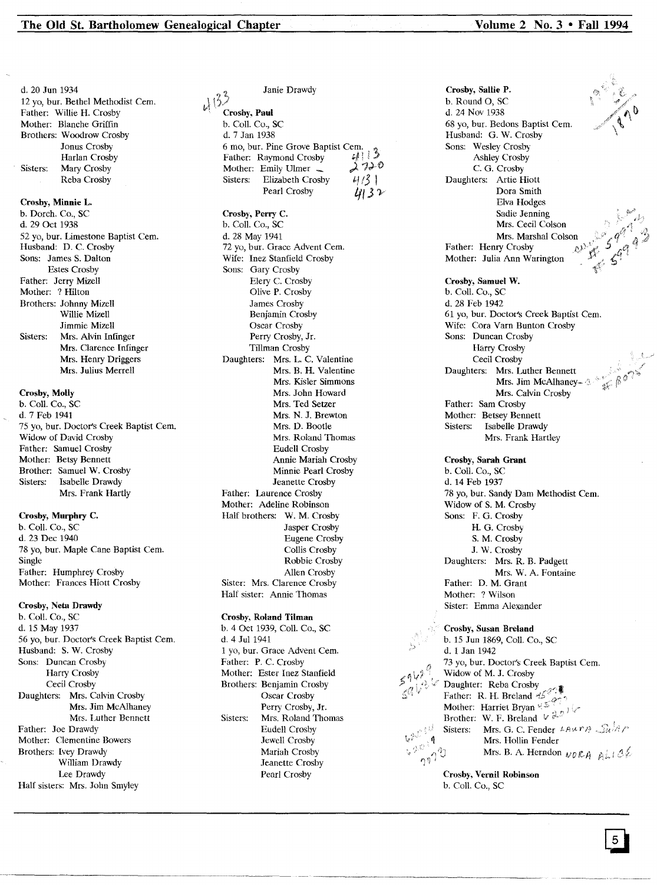d. 20 Jun 1934
12 yo, bur. Bethel Methodist Cem.
Father: Willie H. Crosby
Mother: Blanche Griffin
Brothers: Woodrow Crosby
Jonus Crosby
Harlan Crosby
Sisters: Mary Crosby
Reba Crosby

**Crosby, Minnie L.**
b. Dorch. Co., SC
d. 29 Oct 1938
52 yo, bur. Limestone Baptist Cem.
Husband: D. C. Crosby
Sons: James S. Dalton
Estes Crosby
Father: Jerry Mizell
Mother: ? Hilton
Brothers: Johnny Mizell
Willie Mizell
Jimmie Mizell
Sisters: Mrs. Alvin Infinger
Mrs. Clarence Infinger
Mrs. Henry Driggers
Mrs. Julius Merrell

**Crosby, Molly**
b. Coll. Co., SC
d. 7 Feb 1941
75 yo, bur. Doctor's Creek Baptist Cem.
Widow of David Crosby
Father: Samuel Crosby
Mother: Betsy Bennett
Brother: Samuel W. Crosby
Sisters: Isabelle Drawdy
Mrs. Frank Hartly

**Crosby, Murphry C.**
b. Coll. Co., SC
d. 23 Dec 1940
78 yo, bur. Maple Cane Baptist Cem.
Single
Father: Humphrey Crosby
Mother: Frances Hiott Crosby

**Crosby, Neta Drawdy**
b. Coll. Co., SC
d. 15 May 1937
56 yo, bur. Doctor's Creek Baptist Cem.
Husband: S. W. Crosby
Sons: Duncan Crosby
Harry Crosby
Cecil Crosby
Daughters: Mrs. Calvin Crosby
Mrs. Jim McAlhaney
Mrs. Luther Bennett
Father: Joe Drawdy
Mother: Clementine Bowers
Brothers: Ivey Drawdy
William Drawdy
Lee Drawdy
Half sisters: Mrs. John Smyley
Janie Drawdy

4133

**Crosby, Paul**
b. Coll. Co., SC
d. 7 Jan 1938
6 mo, bur. Pine Grove Baptist Cem.
Father: Raymond Crosby 4113
Mother: Emily Ulmer 2720
Sisters: Elizabeth Crosby 4131
Pearl Crosby 4132

**Crosby, Perry C.**
b. Coll. Co., SC
d. 28 May 1941
72 yo, bur. Grace Advent Cem.
Wife: Inez Stanfield Crosby
Sons: Gary Crosby
Elery C. Crosby
Olive P. Crosby
James Crosby
Benjamin Crosby
Oscar Crosby
Perry Crosby, Jr.
Tillman Crosby
Daughters: Mrs. L. C. Valentine
Mrs. B. H. Valentine
Mrs. Kisler Simmons
Mrs. John Howard
Mrs. Ted Setzer
Mrs. N. J. Brewton
Mrs. D. Bootle
Mrs. Roland Thomas
Eudell Crosby
Annie Mariah Crosby
Minnie Pearl Crosby
Jeanette Crosby
Father: Laurence Crosby
Mother: Adeline Robinson
Half brothers: W. M. Crosby
Jasper Crosby
Eugene Crosby
Collis Crosby
Robbie Crosby
Allen Crosby
Sister: Mrs. Clarence Crosby
Half sister: Annie Thomas

**Crosby, Roland Tilman**
b. 4 Oct 1939, Coll. Co., SC
d. 4 Jul 1941
1 yo, bur. Grace Advent Cem.
Father: P. C. Crosby
Mother: Ester Inez Stanfield
Brothers: Benjamin Crosby
Oscar Crosby
Perry Crosby, Jr.
Sisters: Mrs. Roland Thomas
Eudell Crosby
Jewell Crosby
Mariah Crosby
Jeanette Crosby
Pearl Crosby

**Crosby, Sallie P.**
b. Round O, SC
d. 24 Nov 1938
68 yo, bur. Bedons Baptist Cem.
Husband: G. W. Crosby
Sons: Wesley Crosby
Ashley Crosby
C. G. Crosby
Daughters: Artie Hiott
Dora Smith
Elva Hodges
Sadie Jenning
Mrs. Cecil Colson
Mrs. Marshal Colson
Father: Henry Crosby
Mother: Julia Ann Warington

**Crosby, Samuel W.**
b. Coll. Co., SC
d. 28 Feb 1942
61 yo, bur. Doctor's Creek Baptist Cem.
Wife: Cora Varn Bunton Crosby
Sons: Duncan Crosby
Harry Crosby
Cecil Crosby
Daughters: Mrs. Luther Bennett
Mrs. Jim McAlhaney
Mrs. Calvin Crosby
Father: Sam Crosby
Mother: Betsey Bennett
Sisters: Isabelle Drawdy
Mrs. Frank Hartley

**Crosby, Sarah Grant**
b. Coll. Co., SC
d. 14 Feb 1937
78 yo, bur. Sandy Dam Methodist Cem.
Widow of S. M. Crosby
Sons: F. G. Crosby
H. G. Crosby
S. M. Crosby
J. W. Crosby
Daughters: Mrs. R. B. Padgett
Mrs. W. A. Fontaine
Father: D. M. Grant
Mother: ? Wilson
Sister: Emma Alexander

**Crosby, Susan Breland**
b. 15 Jun 1869, Coll. Co., SC
d. 1 Jan 1942
73 yo, bur. Doctor's Creek Baptist Cem.
Widow of M. J. Crosby
Daughter: Reba Crosby
Father: R. H. Breland
Mother: Harriet Bryan
Brother: W. F. Breland
Sisters: Mrs. G. C. Fender LAURA
Mrs. Hollin Fender
Mrs. B. A. Herndon NORA ALICE

**Crosby, Vernil Robinson**
b. Coll. Co., SC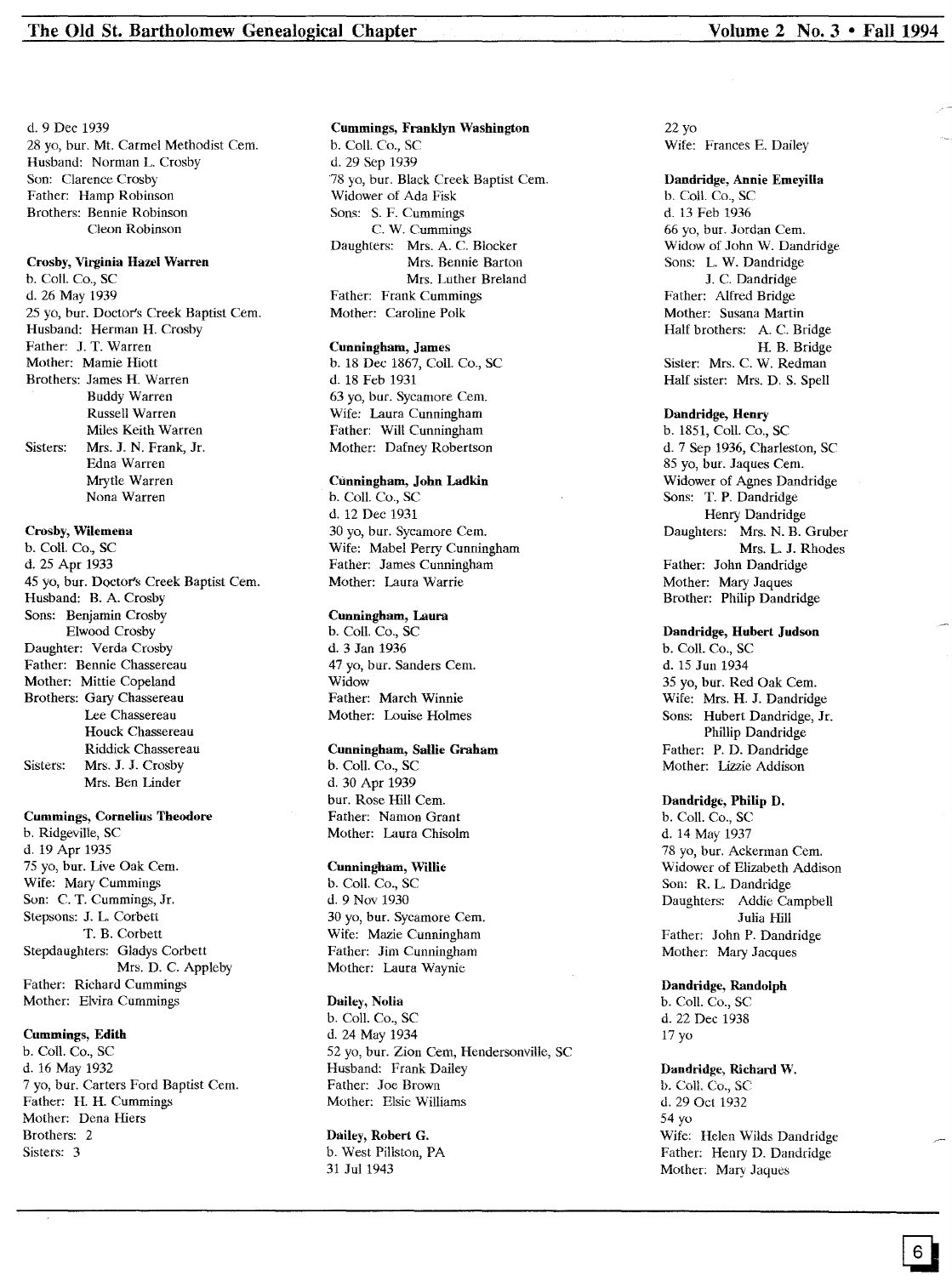d. 9 Dec 1939
28 yo, bur. Mt. Carmel Methodist Cem.
Husband: Norman L. Crosby
Son: Clarence Crosby
Father: Hamp Robinson
Brothers: Bennie Robinson
Cleon Robinson

**Crosby, Virginia Hazel Warren**
b. Coll. Co., SC
d. 26 May 1939
25 yo, bur. Doctor's Creek Baptist Cem.
Husband: Herman H. Crosby
Father: J. T. Warren
Mother: Mamie Hiott
Brothers: James H. Warren
Buddy Warren
Russell Warren
Miles Keith Warren
Sisters: Mrs. J. N. Frank, Jr.
Edna Warren
Mrytle Warren
Nona Warren

**Crosby, Wilemena**
b. Coll. Co., SC
d. 25 Apr 1933
45 yo, bur. Doctor's Creek Baptist Cem.
Husband: B. A. Crosby
Sons: Benjamin Crosby
Elwood Crosby
Daughter: Verda Crosby
Father: Bennie Chassereau
Mother: Mittie Copeland
Brothers: Gary Chassereau
Lee Chassereau
Houck Chassereau
Riddick Chassereau
Sisters: Mrs. J. J. Crosby
Mrs. Ben Linder

**Cummings, Cornelius Theodore**
b. Ridgeville, SC
d. 19 Apr 1935
75 yo, bur. Live Oak Cem.
Wife: Mary Cummings
Son: C. T. Cummings, Jr.
Stepsons: J. L. Corbett
T. B. Corbett
Stepdaughters: Gladys Corbett
Mrs. D. C. Appleby
Father: Richard Cummings
Mother: Elvira Cummings

**Cummings, Edith**
b. Coll. Co., SC
d. 16 May 1932
7 yo, bur. Carters Ford Baptist Cem.
Father: H. H. Cummings
Mother: Dena Hiers
Brothers: 2
Sisters: 3

**Cummings, Franklyn Washington**
b. Coll. Co., SC
d. 29 Sep 1939
78 yo, bur. Black Creek Baptist Cem.
Widower of Ada Fisk
Sons: S. F. Cummings
C. W. Cummings
Daughters: Mrs. A. C. Blocker
Mrs. Bennie Barton
Mrs. Luther Breland
Father: Frank Cummings
Mother: Caroline Polk

**Cunningham, James**
b. 18 Dec 1867, Coll. Co., SC
d. 18 Feb 1931
63 yo, bur. Sycamore Cem.
Wife: Laura Cunningham
Father: Will Cunningham
Mother: Dafney Robertson

**Cunningham, John Ladkin**
b. Coll. Co., SC
d. 12 Dec 1931
30 yo, bur. Sycamore Cem.
Wife: Mabel Perry Cunningham
Father: James Cunningham
Mother: Laura Warrie

**Cunningham, Laura**
b. Coll. Co., SC
d. 3 Jan 1936
47 yo, bur. Sanders Cem.
Widow
Father: March Winnie
Mother: Louise Holmes

**Cunningham, Sallie Graham**
b. Coll. Co., SC
d. 30 Apr 1939
bur. Rose Hill Cem.
Father: Namon Grant
Mother: Laura Chisolm

**Cunningham, Willie**
b. Coll. Co., SC
d. 9 Nov 1930
30 yo, bur. Sycamore Cem.
Wife: Mazie Cunningham
Father: Jim Cunningham
Mother: Laura Waynie

**Dailey, Nolia**
b. Coll. Co., SC
d. 24 May 1934
52 yo, bur. Zion Cem, Hendersonville, SC
Husband: Frank Dailey
Father: Joe Brown
Mother: Elsie Williams

**Dailey, Robert G.**
b. West Pillston, PA
31 Jul 1943
22 yo
Wife: Frances E. Dailey

**Dandridge, Annie Emeyilla**
b. Coll. Co., SC
d. 13 Feb 1936
66 yo, bur. Jordan Cem.
Widow of John W. Dandridge
Sons: L. W. Dandridge
J. C. Dandridge
Father: Alfred Bridge
Mother: Susana Martin
Half brothers: A. C. Bridge
H. B. Bridge
Sister: Mrs. C. W. Redman
Half sister: Mrs. D. S. Spell

**Dandridge, Henry**
b. 1851, Coll. Co., SC
d. 7 Sep 1936, Charleston, SC
85 yo, bur. Jaques Cem.
Widower of Agnes Dandridge
Sons: T. P. Dandridge
Henry Dandridge
Daughters: Mrs. N. B. Gruber
Mrs. L. J. Rhodes
Father: John Dandridge
Mother: Mary Jaques
Brother: Philip Dandridge

**Dandridge, Hubert Judson**
b. Coll. Co., SC
d. 15 Jun 1934
35 yo, bur. Red Oak Cem.
Wife: Mrs. H. J. Dandridge
Sons: Hubert Dandridge, Jr.
Phillip Dandridge
Father: P. D. Dandridge
Mother: Lizzie Addison

**Dandridge, Philip D.**
b. Coll. Co., SC
d. 14 May 1937
78 yo, bur. Ackerman Cem.
Widower of Elizabeth Addison
Son: R. L. Dandridge
Daughters: Addie Campbell
Julia Hill
Father: John P. Dandridge
Mother: Mary Jacques

**Dandridge, Randolph**
b. Coll. Co., SC
d. 22 Dec 1938
17 yo

**Dandridge, Richard W.**
b. Coll. Co., SC
d. 29 Oct 1932
54 yo
Wife: Helen Wilds Dandridge
Father: Henry D. Dandridge
Mother: Mary Jaques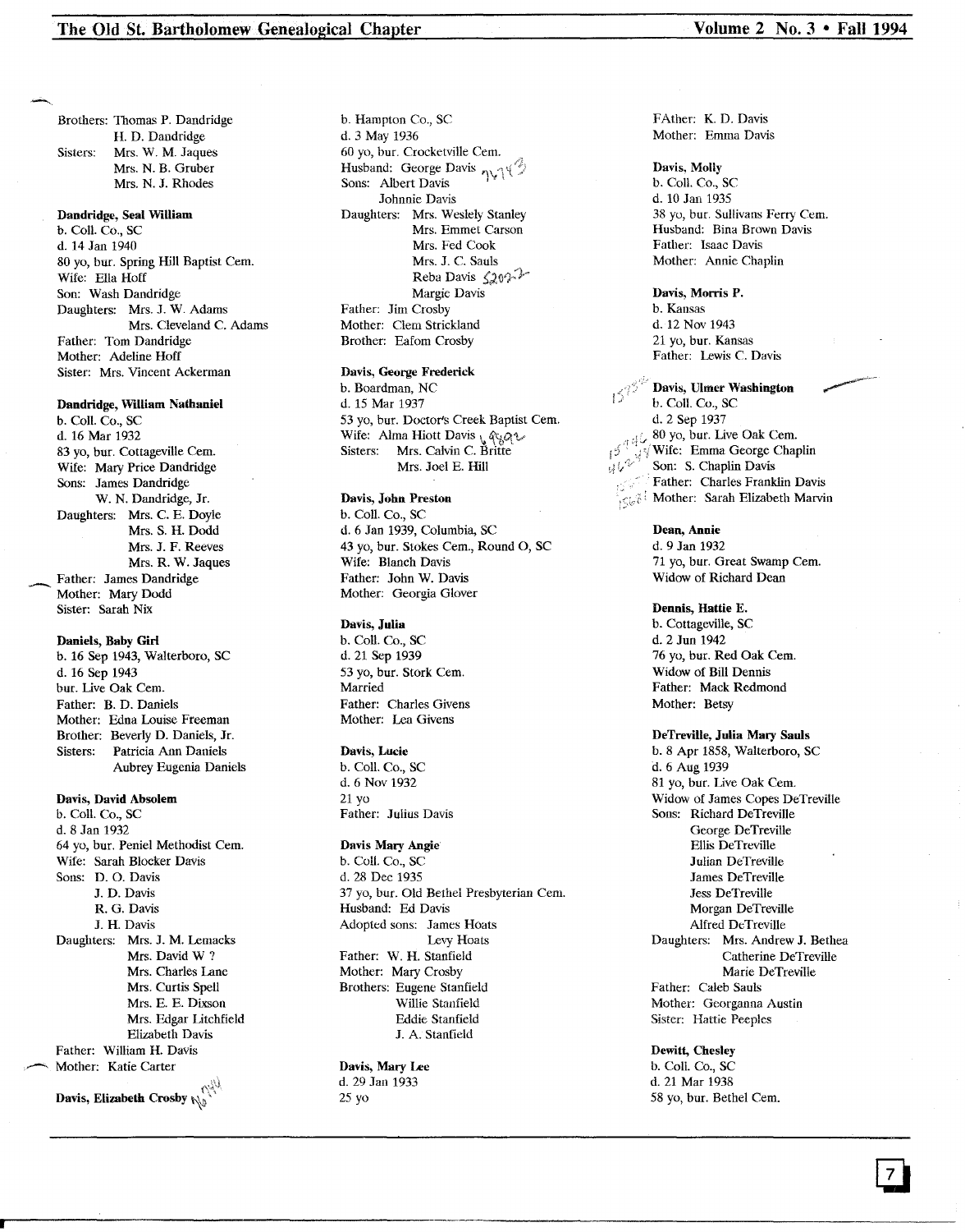Brothers: Thomas P. Dandridge
H. D. Dandridge
Sisters: Mrs. W. M. Jaques
Mrs. N. B. Gruber
Mrs. N. J. Rhodes

**Dandridge, Seal William**
b. Coll. Co., SC
d. 14 Jan 1940
80 yo, bur. Spring Hill Baptist Cem.
Wife: Ella Hoff
Son: Wash Dandridge
Daughters: Mrs. J. W. Adams
Mrs. Cleveland C. Adams
Father: Tom Dandridge
Mother: Adeline Hoff
Sister: Mrs. Vincent Ackerman

**Dandridge, William Nathaniel**
b. Coll. Co., SC
d. 16 Mar 1932
83 yo, bur. Cottageville Cem.
Wife: Mary Price Dandridge
Sons: James Dandridge
W. N. Dandridge, Jr.
Daughters: Mrs. C. E. Doyle
Mrs. S. H. Dodd
Mrs. J. F. Reeves
Mrs. R. W. Jaques
Father: James Dandridge
Mother: Mary Dodd
Sister: Sarah Nix

**Daniels, Baby Girl**
b. 16 Sep 1943, Walterboro, SC
d. 16 Sep 1943
bur. Live Oak Cem.
Father: B. D. Daniels
Mother: Edna Louise Freeman
Brother: Beverly D. Daniels, Jr.
Sisters: Patricia Ann Daniels
Aubrey Eugenia Daniels

**Davis, David Absolem**
b. Coll. Co., SC
d. 8 Jan 1932
64 yo, bur. Peniel Methodist Cem.
Wife: Sarah Blocker Davis
Sons: D. O. Davis
J. D. Davis
R. G. Davis
J. H. Davis
Daughters: Mrs. J. M. Lemacks
Mrs. David W ?
Mrs. Charles Lane
Mrs. Curtis Spell
Mrs. E. E. Dixson
Mrs. Edgar Litchfield
Elizabeth Davis
Father: William H. Davis
Mother: Katie Carter

**Davis, Elizabeth Crosby**
b. Hampton Co., SC
d. 3 May 1936
60 yo, bur. Crocketville Cem.
Husband: George Davis
Sons: Albert Davis
Johnnie Davis
Daughters: Mrs. Weslely Stanley
Mrs. Emmet Carson
Mrs. Fed Cook
Mrs. J. C. Sauls
Reba Davis
Margie Davis
Father: Jim Crosby
Mother: Clem Strickland
Brother: Eafom Crosby

**Davis, George Frederick**
b. Boardman, NC
d. 15 Mar 1937
53 yo, bur. Doctor's Creek Baptist Cem.
Wife: Alma Hiott Davis
Sisters: Mrs. Calvin C. Britte
Mrs. Joel E. Hill

**Davis, John Preston**
b. Coll. Co., SC
d. 6 Jan 1939, Columbia, SC
43 yo, bur. Stokes Cem., Round O, SC
Wife: Blanch Davis
Father: John W. Davis
Mother: Georgia Glover

**Davis, Julia**
b. Coll. Co., SC
d. 21 Sep 1939
53 yo, bur. Stork Cem.
Married
Father: Charles Givens
Mother: Lea Givens

**Davis, Lucie**
b. Coll. Co., SC
d. 6 Nov 1932
21 yo
Father: Julius Davis

**Davis Mary Angie**
b. Coll. Co., SC
d. 28 Dec 1935
37 yo, bur. Old Bethel Presbyterian Cem.
Husband: Ed Davis
Adopted sons: James Hoats
Levy Hoats
Father: W. H. Stanfield
Mother: Mary Crosby
Brothers: Eugene Stanfield
Willie Stanfield
Eddie Stanfield
J. A. Stanfield

**Davis, Mary Lee**
d. 29 Jan 1933
25 yo
FAther: K. D. Davis
Mother: Emma Davis

**Davis, Molly**
b. Coll. Co., SC
d. 10 Jan 1935
38 yo, bur. Sullivans Ferry Cem.
Husband: Bina Brown Davis
Father: Isaac Davis
Mother: Annie Chaplin

**Davis, Morris P.**
b. Kansas
d. 12 Nov 1943
21 yo, bur. Kansas
Father: Lewis C. Davis

**Davis, Ulmer Washington**
b. Coll. Co., SC
d. 2 Sep 1937
80 yo, bur. Live Oak Cem.
Wife: Emma George Chaplin
Son: S. Chaplin Davis
Father: Charles Franklin Davis
Mother: Sarah Elizabeth Marvin

**Dean, Annie**
d. 9 Jan 1932
71 yo, bur. Great Swamp Cem.
Widow of Richard Dean

**Dennis, Hattie E.**
b. Cottageville, SC
d. 2 Jun 1942
76 yo, bur. Red Oak Cem.
Widow of Bill Dennis
Father: Mack Redmond
Mother: Betsy

**DeTreville, Julia Mary Sauls**
b. 8 Apr 1858, Walterboro, SC
d. 6 Aug 1939
81 yo, bur. Live Oak Cem.
Widow of James Copes DeTreville
Sons: Richard DeTreville
George DeTreville
Ellis DeTreville
Julian DeTreville
James DeTreville
Jess DeTreville
Morgan DeTreville
Alfred DeTreville
Daughters: Mrs. Andrew J. Bethea
Catherine DeTreville
Marie DeTreville
Father: Caleb Sauls
Mother: Georganna Austin
Sister: Hattie Peeples

**Dewitt, Chesley**
b. Coll. Co., SC
d. 21 Mar 1938
58 yo, bur. Bethel Cem.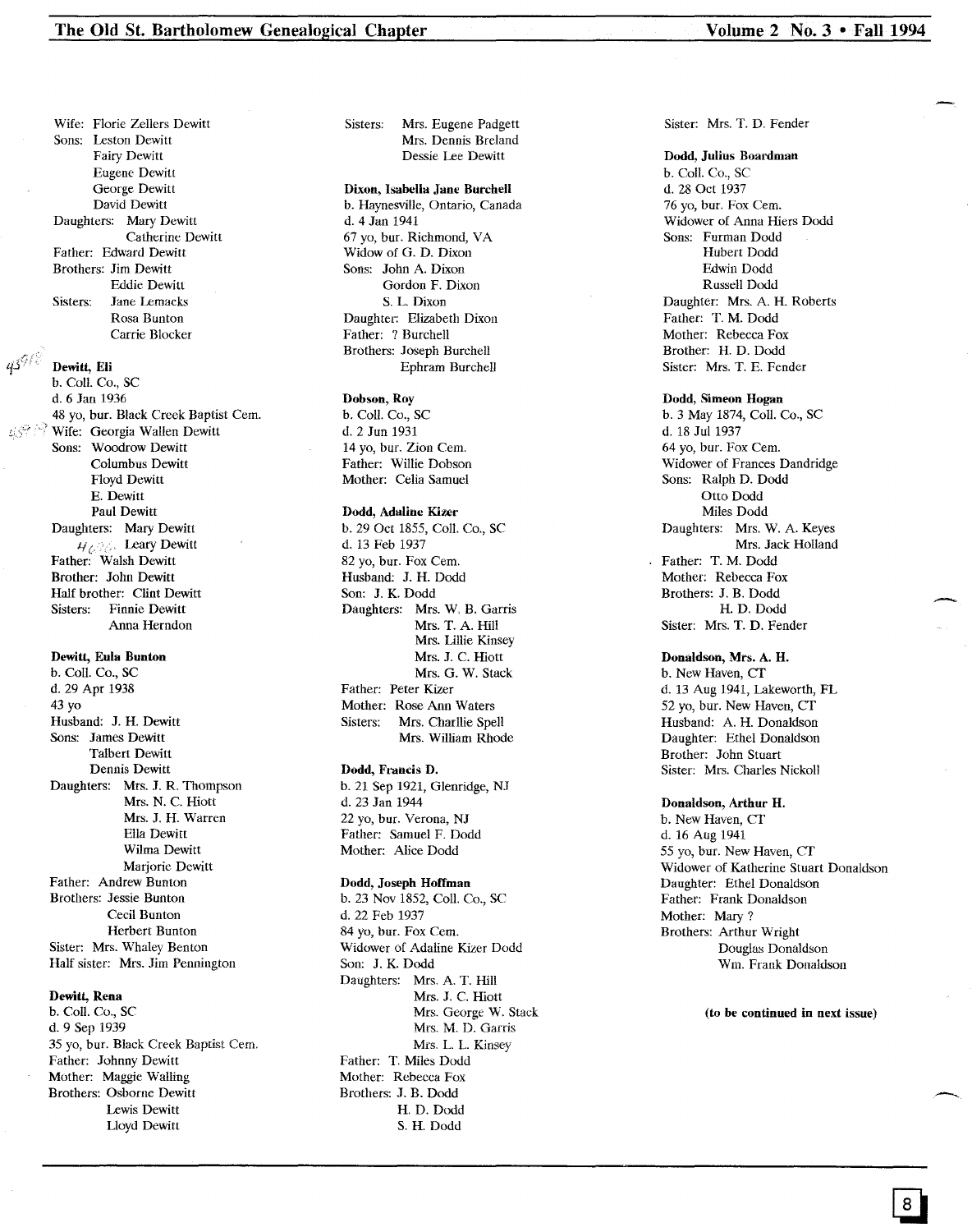Wife: Florie Zellers Dewitt
Sons: Leston Dewitt
Fairy Dewitt
Eugene Dewitt
George Dewitt
David Dewitt
Daughters: Mary Dewitt
Catherine Dewitt
Father: Edward Dewitt
Brothers: Jim Dewitt
Eddie Dewitt
Sisters: Jane Lemacks
Rosa Bunton
Carrie Blocker

**Dewitt, Eli**
b. Coll. Co., SC
d. 6 Jan 1936
48 yo, bur. Black Creek Baptist Cem.
Wife: Georgia Wallen Dewitt
Sons: Woodrow Dewitt
Columbus Dewitt
Floyd Dewitt
E. Dewitt
Paul Dewitt
Daughters: Mary Dewitt
Leary Dewitt
Father: Walsh Dewitt
Brother: John Dewitt
Half brother: Clint Dewitt
Sisters: Finnie Dewitt
Anna Herndon

**Dewitt, Eula Bunton**
b. Coll. Co., SC
d. 29 Apr 1938
43 yo
Husband: J. H. Dewitt
Sons: James Dewitt
Talbert Dewitt
Dennis Dewitt
Daughters: Mrs. J. R. Thompson
Mrs. N. C. Hiott
Mrs. J. H. Warren
Ella Dewitt
Wilma Dewitt
Marjorie Dewitt
Father: Andrew Bunton
Brothers: Jessie Bunton
Cecil Bunton
Herbert Bunton
Sister: Mrs. Whaley Benton
Half sister: Mrs. Jim Pennington

**Dewitt, Rena**
b. Coll. Co., SC
d. 9 Sep 1939
35 yo, bur. Black Creek Baptist Cem.
Father: Johnny Dewitt
Mother: Maggie Walling
Brothers: Osborne Dewitt
Lewis Dewitt
Lloyd Dewitt
Sisters: Mrs. Eugene Padgett
Mrs. Dennis Breland
Dessie Lee Dewitt

**Dixon, Isabella Jane Burchell**
b. Haynesville, Ontario, Canada
d. 4 Jan 1941
67 yo, bur. Richmond, VA
Widow of G. D. Dixon
Sons: John A. Dixon
Gordon F. Dixon
S. L. Dixon
Daughter: Elizabeth Dixon
Father: ? Burchell
Brothers: Joseph Burchell
Ephram Burchell

**Dobson, Roy**
b. Coll. Co., SC
d. 2 Jun 1931
14 yo, bur. Zion Cem.
Father: Willie Dobson
Mother: Celia Samuel

**Dodd, Adaline Kizer**
b. 29 Oct 1855, Coll. Co., SC
d. 13 Feb 1937
82 yo, bur. Fox Cem.
Husband: J. H. Dodd
Son: J. K. Dodd
Daughters: Mrs. W. B. Garris
Mrs. T. A. Hill
Mrs. Lillie Kinsey
Mrs. J. C. Hiott
Mrs. G. W. Stack
Father: Peter Kizer
Mother: Rose Ann Waters
Sisters: Mrs. Charllie Spell
Mrs. William Rhode

**Dodd, Francis D.**
b. 21 Sep 1921, Glenridge, NJ
d. 23 Jan 1944
22 yo, bur. Verona, NJ
Father: Samuel F. Dodd
Mother: Alice Dodd

**Dodd, Joseph Hoffman**
b. 23 Nov 1852, Coll. Co., SC
d. 22 Feb 1937
84 yo, bur. Fox Cem.
Widower of Adaline Kizer Dodd
Son: J. K. Dodd
Daughters: Mrs. A. T. Hill
Mrs. J. C. Hiott
Mrs. George W. Stack
Mrs. M. D. Garris
Mrs. L. L. Kinsey
Father: T. Miles Dodd
Mother: Rebecca Fox
Brothers: J. B. Dodd
H. D. Dodd
S. H. Dodd
Sister: Mrs. T. D. Fender

**Dodd, Julius Boardman**
b. Coll. Co., SC
d. 28 Oct 1937
76 yo, bur. Fox Cem.
Widower of Anna Hiers Dodd
Sons: Furman Dodd
Hubert Dodd
Edwin Dodd
Russell Dodd
Daughter: Mrs. A. H. Roberts
Father: T. M. Dodd
Mother: Rebecca Fox
Brother: H. D. Dodd
Sister: Mrs. T. E. Fender

**Dodd, Simeon Hogan**
b. 3 May 1874, Coll. Co., SC
d. 18 Jul 1937
64 yo, bur. Fox Cem.
Widower of Frances Dandridge
Sons: Ralph D. Dodd
Otto Dodd
Miles Dodd
Daughters: Mrs. W. A. Keyes
Mrs. Jack Holland
Father: T. M. Dodd
Mother: Rebecca Fox
Brothers: J. B. Dodd
H. D. Dodd
Sister: Mrs. T. D. Fender

**Donaldson, Mrs. A. H.**
b. New Haven, CT
d. 13 Aug 1941, Lakeworth, FL
52 yo, bur. New Haven, CT
Husband: A. H. Donaldson
Daughter: Ethel Donaldson
Brother: John Stuart
Sister: Mrs. Charles Nickoll

**Donaldson, Arthur H.**
b. New Haven, CT
d. 16 Aug 1941
55 yo, bur. New Haven, CT
Widower of Katherine Stuart Donaldson
Daughter: Ethel Donaldson
Father: Frank Donaldson
Mother: Mary ?
Brothers: Arthur Wright
Douglas Donaldson
Wm. Frank Donaldson

**(to be continued in next issue)**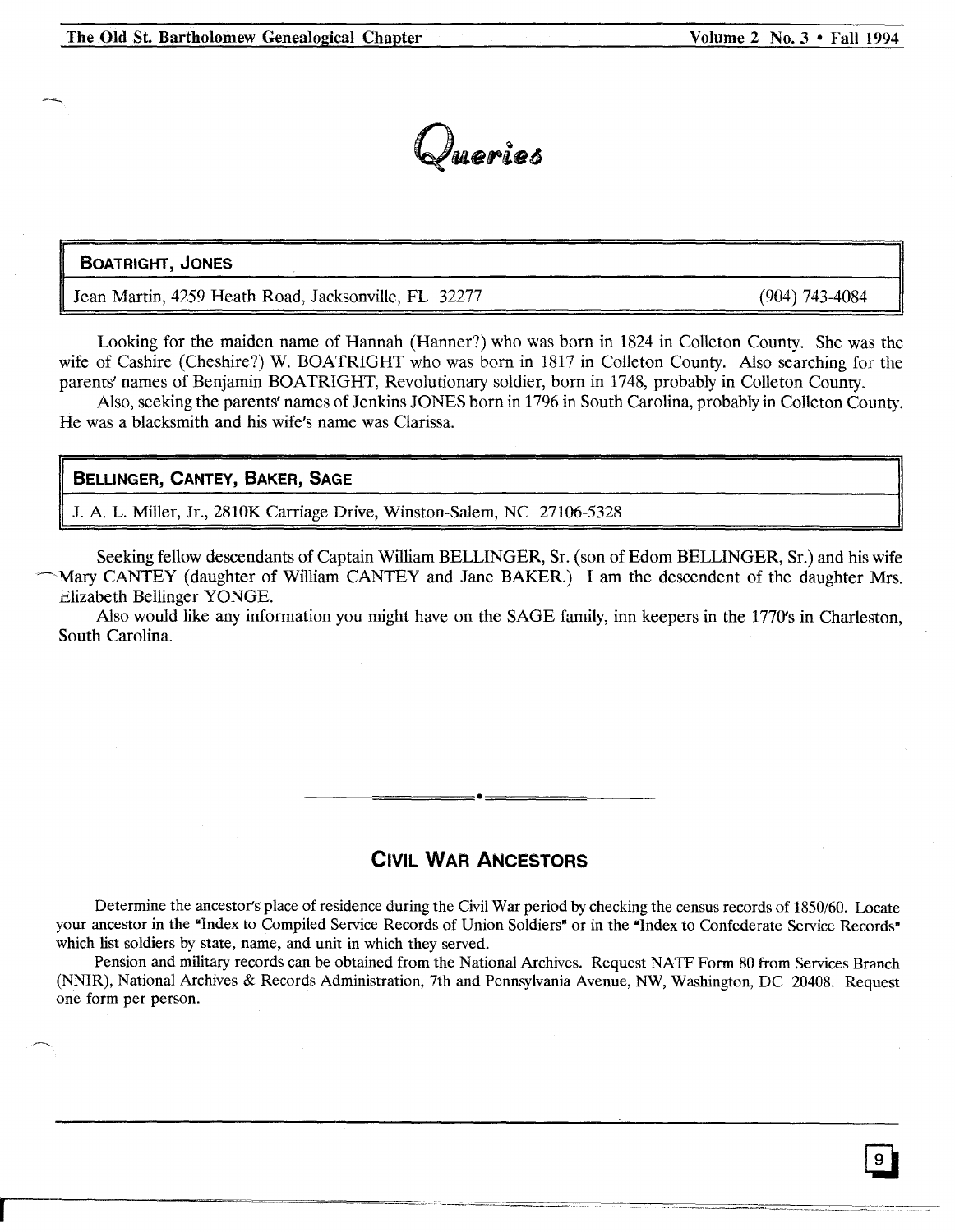# Queries

## BOATRIGHT, JONES

Jean Martin, 4259 Heath Road, Jacksonville, FL 32277 (904) 743-4084

Looking for the maiden name of Hannah (Hanner?) who was born in 1824 in Colleton County. She was the wife of Cashire (Cheshire?) W. BOATRIGHT who was born in 1817 in Colleton County. Also searching for the parents' names of Benjamin BOATRIGHT, Revolutionary soldier, born in 1748, probably in Colleton County.

Also, seeking the parents' names of Jenkins JONES born in 1796 in South Carolina, probably in Colleton County. He was a blacksmith and his wife's name was Clarissa.

## BELLINGER, CANTEY, BAKER, SAGE

J. A. L. Miller, Jr., 2810K Carriage Drive, Winston-Salem, NC 27106-5328

Seeking fellow descendants of Captain William BELLINGER, Sr. (son of Edom BELLINGER, Sr.) and his wife Mary CANTEY (daughter of William CANTEY and Jane BAKER.) I am the descendent of the daughter Mrs. Elizabeth Bellinger YONGE.

Also would like any information you might have on the SAGE family, inn keepers in the 1770's in Charleston, South Carolina.

---

## Civil War Ancestors

Determine the ancestor's place of residence during the Civil War period by checking the census records of 1850/60. Locate your ancestor in the "Index to Compiled Service Records of Union Soldiers" or in the "Index to Confederate Service Records" which list soldiers by state, name, and unit in which they served.

Pension and military records can be obtained from the National Archives. Request NATF Form 80 from Services Branch (NNIR), National Archives & Records Administration, 7th and Pennsylvania Avenue, NW, Washington, DC 20408. Request one form per person.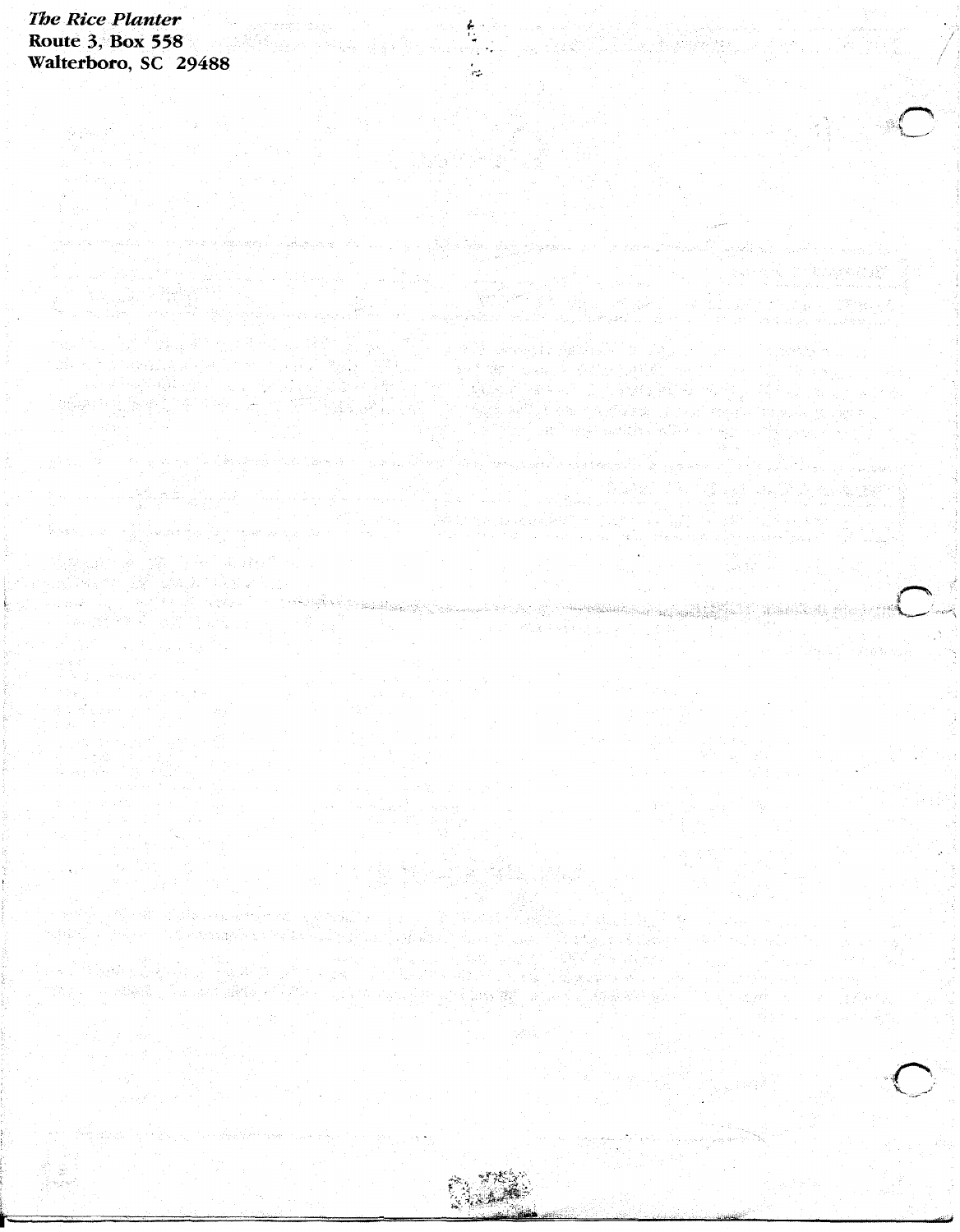*The Rice Planter*
**Route 3, Box 558**
**Walterboro, SC 29488**